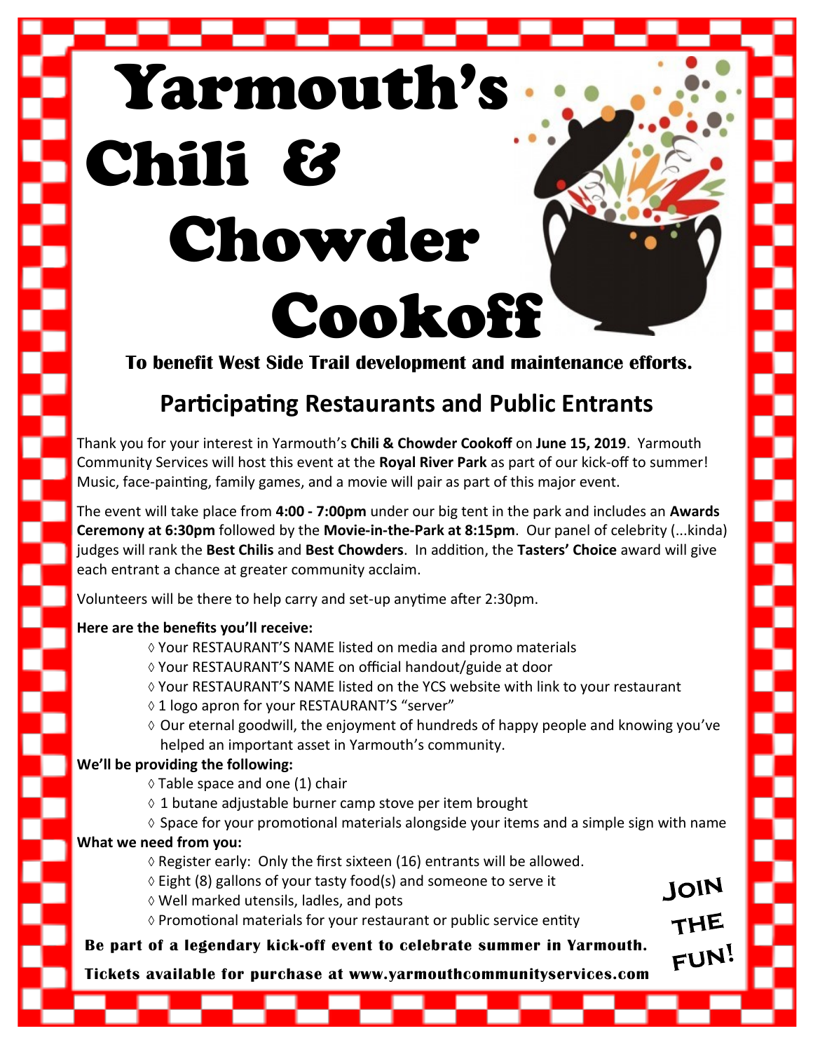# Yarmouth's Chili & Chowder Cookoff

**To benefit West Side Trail development and maintenance efforts.**

## Participating Restaurants and Public Entrants

Thank you for your interest in Yarmouth's **Chili & Chowder Cookoff** on **June 15, 2019**. Yarmouth Community Services will host this event at the **Royal River Park** as part of our kick-off to summer! Music, face-painting, family games, and a movie will pair as part of this major event.

The event will take place from **4:00 - 7:00pm** under our big tent in the park and includes an **Awards Ceremony at 6:30pm** followed by the **Movie-in-the-Park at 8:15pm**. Our panel of celebrity (...kinda) judges will rank the **Best Chilis** and **Best Chowders**. In addition, the **Tasters' Choice** award will give each entrant a chance at greater community acclaim.

Volunteers will be there to help carry and set-up anytime after 2:30pm.

**Here are the benefits you'll receive:**

- Your RESTAURANT'S NAME listed on media and promo materials
- Your RESTAURANT'S NAME on official handout/guide at door
- Your RESTAURANT'S NAME listed on the YCS website with link to your restaurant
- 1 logo apron for your RESTAURANT'S "server"
- Our eternal goodwill, the enjoyment of hundreds of happy people and knowing you've helped an important asset in Yarmouth's community.

**We'll be providing the following:**

- Table space and one (1) chair
- 1 butane adjustable burner camp stove per item brought
- Space for your promotional materials alongside your items and a simple sign with name

**What we need from you:**

- Register early: Only the first sixteen (16) entrants will be allowed.
- Eight (8) gallons of your tasty food(s) and someone to serve it
- Well marked utensils, ladles, and pots
- Promotional materials for your restaurant or public service entity

**Be part of a legendary kick-off event to celebrate summer in Yarmouth.**

**Tickets available for purchase at www.yarmouthcommunityservices.com**

JOIN THE FUN!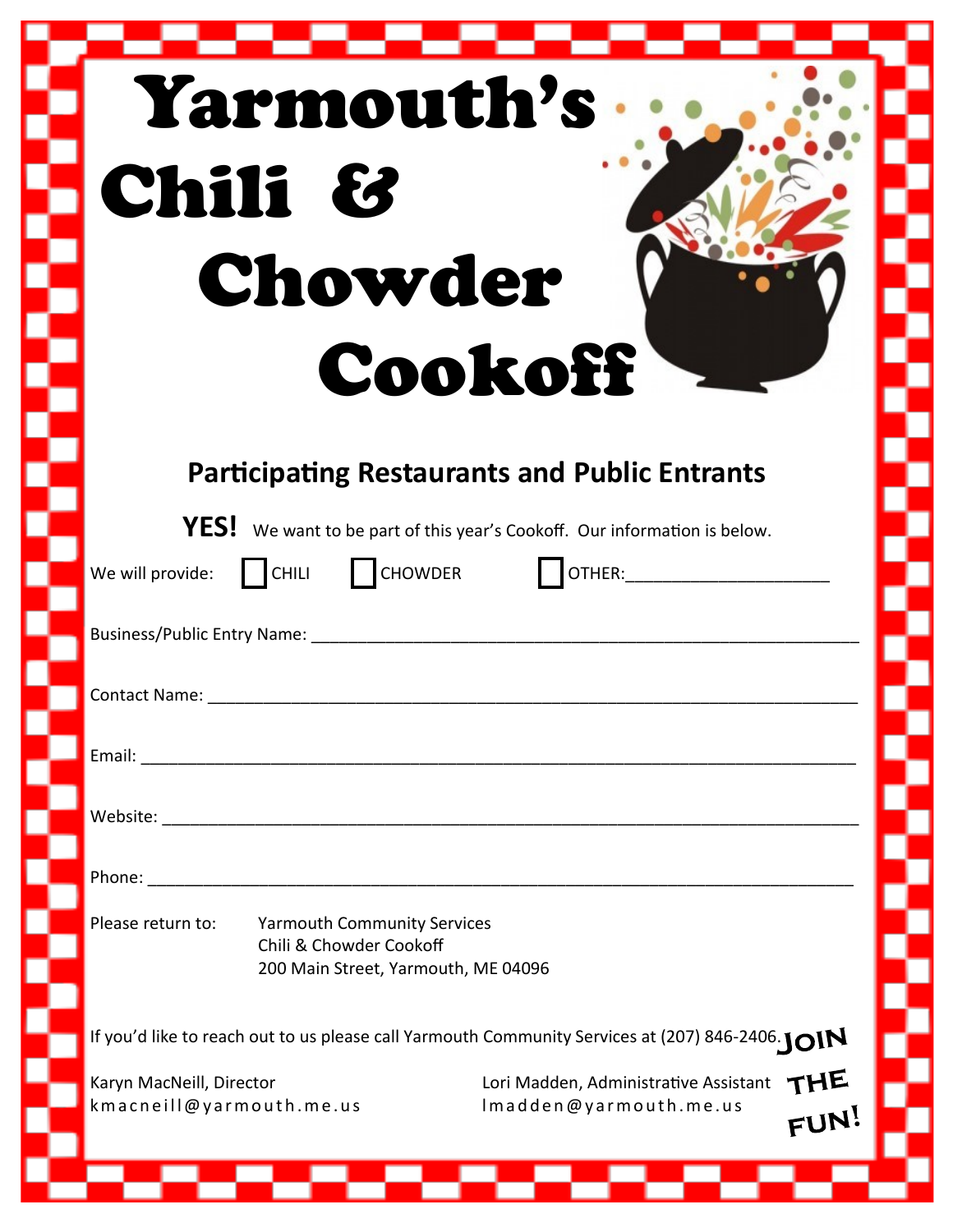# Yarmouth's Chili & Chowder Cookoff

## Participating Restaurants and Public Entrants

**YES!** We want to be part of this year's Cookoff. Our information is below.

We will provide: ☐ CHILI ☐ CHOWDER ☐ OTHER:____________________

Business/Public Entry Name: ____________________________________________________

Contact Name: ____________________________________________________

Email: ____________________________________________________

Website: ____________________________________________________

Phone: ____________________________________________________

Please return to: Yarmouth Community Services
Chili & Chowder Cookoff
200 Main Street, Yarmouth, ME 04096

If you'd like to reach out to us please call Yarmouth Community Services at (207) 846-2406.

Karyn MacNeill, Director
kmacneill@yarmouth.me.us

Lori Madden, Administrative Assistant
lmadden@yarmouth.me.us

**JOIN THE FUN!**